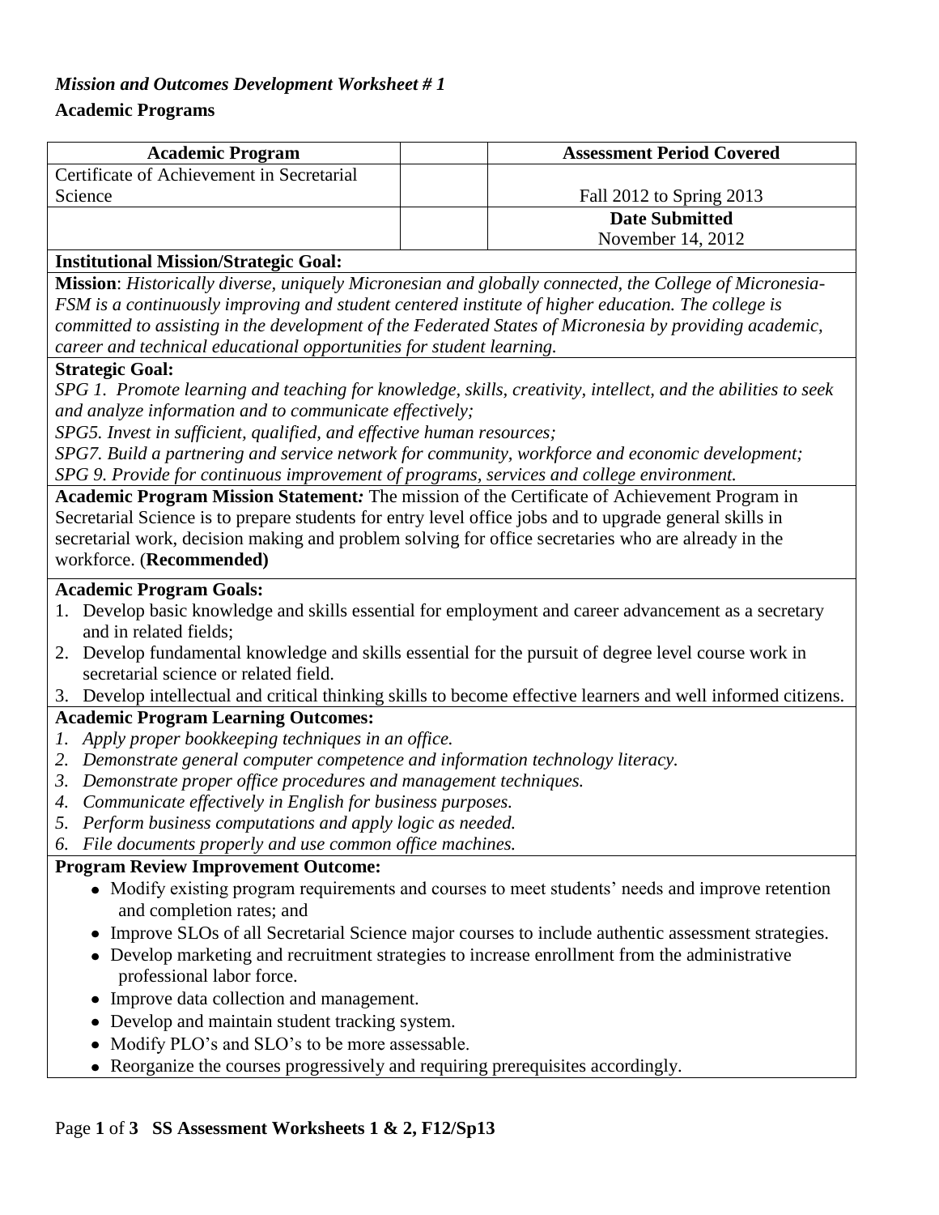***Mission and Outcomes Development Worksheet # 1***

**Academic Programs**

| **Academic Program** | | **Assessment Period Covered** |
|---|---|---|
| Certificate of Achievement in Secretarial Science | | Fall 2012 to Spring 2013 |
| | | **Date Submitted**<br>November 14, 2012 |

**Institutional Mission/Strategic Goal:**

**Mission**: *Historically diverse, uniquely Micronesian and globally connected, the College of Micronesia-FSM is a continuously improving and student centered institute of higher education. The college is committed to assisting in the development of the Federated States of Micronesia by providing academic, career and technical educational opportunities for student learning.*

**Strategic Goal:**

*SPG 1. Promote learning and teaching for knowledge, skills, creativity, intellect, and the abilities to seek and analyze information and to communicate effectively;*

*SPG5. Invest in sufficient, qualified, and effective human resources;*

*SPG7. Build a partnering and service network for community, workforce and economic development;*

*SPG 9. Provide for continuous improvement of programs, services and college environment.*

**Academic Program Mission Statement*:*** The mission of the Certificate of Achievement Program in Secretarial Science is to prepare students for entry level office jobs and to upgrade general skills in secretarial work, decision making and problem solving for office secretaries who are already in the workforce. (**Recommended)**

**Academic Program Goals:**

1. Develop basic knowledge and skills essential for employment and career advancement as a secretary and in related fields;
2. Develop fundamental knowledge and skills essential for the pursuit of degree level course work in secretarial science or related field.
3. Develop intellectual and critical thinking skills to become effective learners and well informed citizens.

**Academic Program Learning Outcomes:**

1. *Apply proper bookkeeping techniques in an office.*
2. *Demonstrate general computer competence and information technology literacy.*
3. *Demonstrate proper office procedures and management techniques.*
4. *Communicate effectively in English for business purposes.*
5. *Perform business computations and apply logic as needed.*
6. *File documents properly and use common office machines.*

**Program Review Improvement Outcome:**

- Modify existing program requirements and courses to meet students' needs and improve retention and completion rates; and
- Improve SLOs of all Secretarial Science major courses to include authentic assessment strategies.
- Develop marketing and recruitment strategies to increase enrollment from the administrative professional labor force.
- Improve data collection and management.
- Develop and maintain student tracking system.
- Modify PLO's and SLO's to be more assessable.
- Reorganize the courses progressively and requiring prerequisites accordingly.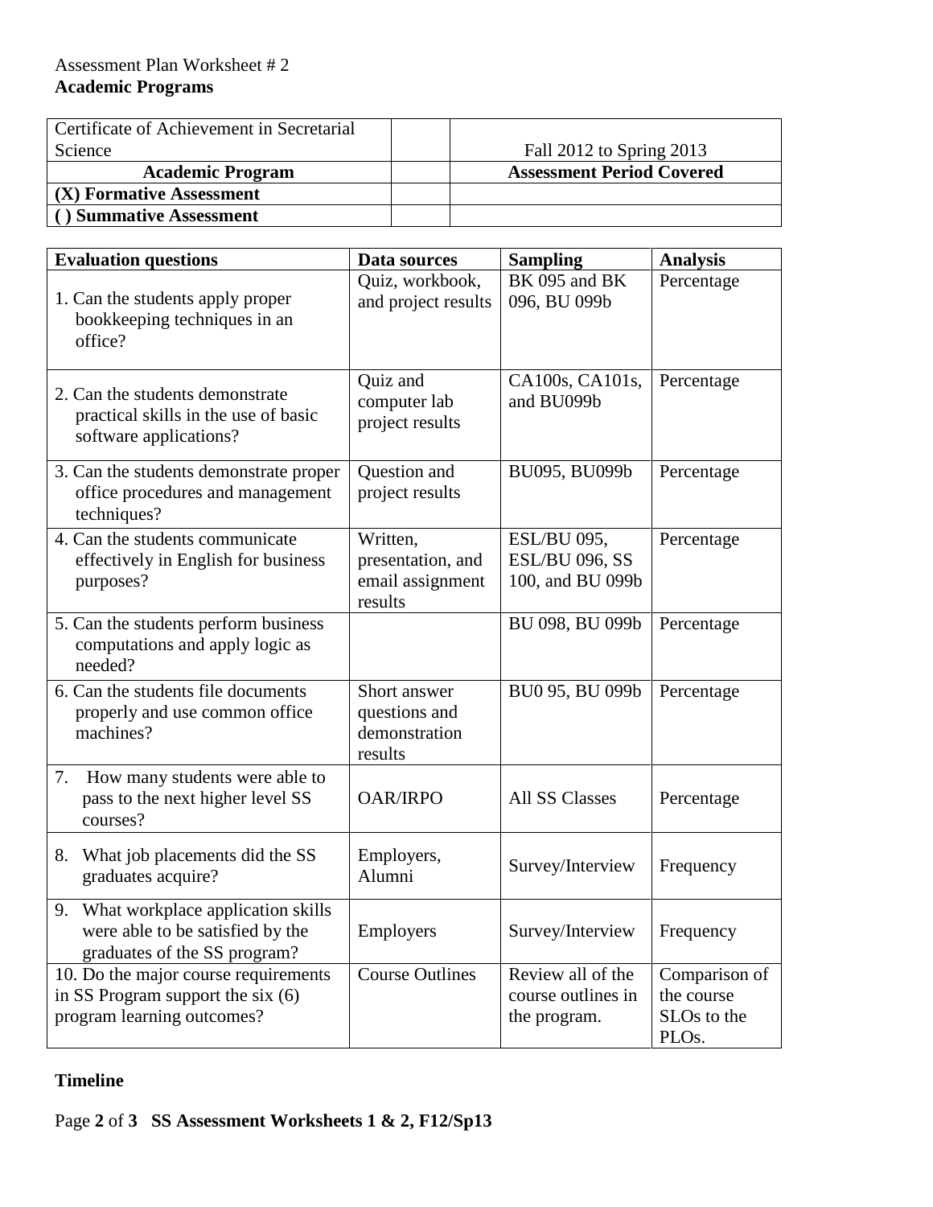Assessment Plan Worksheet # 2

**Academic Programs**

| Certificate of Achievement in Secretarial Science | | Fall 2012 to Spring 2013 |
|---|---|---|
| **Academic Program** | | **Assessment Period Covered** |
| **(X) Formative Assessment** | | |
| **( ) Summative Assessment** | | |

| **Evaluation questions** | **Data sources** | **Sampling** | **Analysis** |
|---|---|---|---|
| 1. Can the students apply proper bookkeeping techniques in an office? | Quiz, workbook, and project results | BK 095 and BK 096, BU 099b | Percentage |
| 2. Can the students demonstrate practical skills in the use of basic software applications? | Quiz and computer lab project results | CA100s, CA101s, and BU099b | Percentage |
| 3. Can the students demonstrate proper office procedures and management techniques? | Question and project results | BU095, BU099b | Percentage |
| 4. Can the students communicate effectively in English for business purposes? | Written, presentation, and email assignment results | ESL/BU 095, ESL/BU 096, SS 100, and BU 099b | Percentage |
| 5. Can the students perform business computations and apply logic as needed? | | BU 098, BU 099b | Percentage |
| 6. Can the students file documents properly and use common office machines? | Short answer questions and demonstration results | BU0 95, BU 099b | Percentage |
| 7. How many students were able to pass to the next higher level SS courses? | OAR/IRPO | All SS Classes | Percentage |
| 8. What job placements did the SS graduates acquire? | Employers, Alumni | Survey/Interview | Frequency |
| 9. What workplace application skills were able to be satisfied by the graduates of the SS program? | Employers | Survey/Interview | Frequency |
| 10. Do the major course requirements in SS Program support the six (6) program learning outcomes? | Course Outlines | Review all of the course outlines in the program. | Comparison of the course SLOs to the PLOs. |

**Timeline**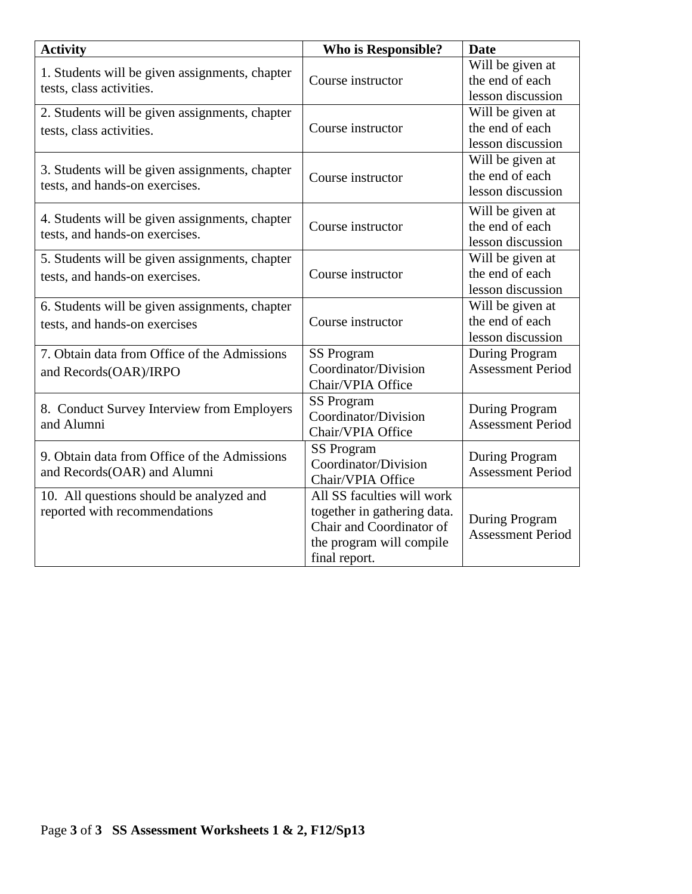| Activity | Who is Responsible? | Date |
| --- | --- | --- |
| 1. Students will be given assignments, chapter tests, class activities. | Course instructor | Will be given at the end of each lesson discussion |
| 2. Students will be given assignments, chapter tests, class activities. | Course instructor | Will be given at the end of each lesson discussion |
| 3. Students will be given assignments, chapter tests, and hands-on exercises. | Course instructor | Will be given at the end of each lesson discussion |
| 4. Students will be given assignments, chapter tests, and hands-on exercises. | Course instructor | Will be given at the end of each lesson discussion |
| 5. Students will be given assignments, chapter tests, and hands-on exercises. | Course instructor | Will be given at the end of each lesson discussion |
| 6. Students will be given assignments, chapter tests, and hands-on exercises | Course instructor | Will be given at the end of each lesson discussion |
| 7. Obtain data from Office of the Admissions and Records(OAR)/IRPO | SS Program Coordinator/Division Chair/VPIA Office | During Program Assessment Period |
| 8. Conduct Survey Interview from Employers and Alumni | SS Program Coordinator/Division Chair/VPIA Office | During Program Assessment Period |
| 9. Obtain data from Office of the Admissions and Records(OAR) and Alumni | SS Program Coordinator/Division Chair/VPIA Office | During Program Assessment Period |
| 10. All questions should be analyzed and reported with recommendations | All SS faculties will work together in gathering data. Chair and Coordinator of the program will compile final report. | During Program Assessment Period |